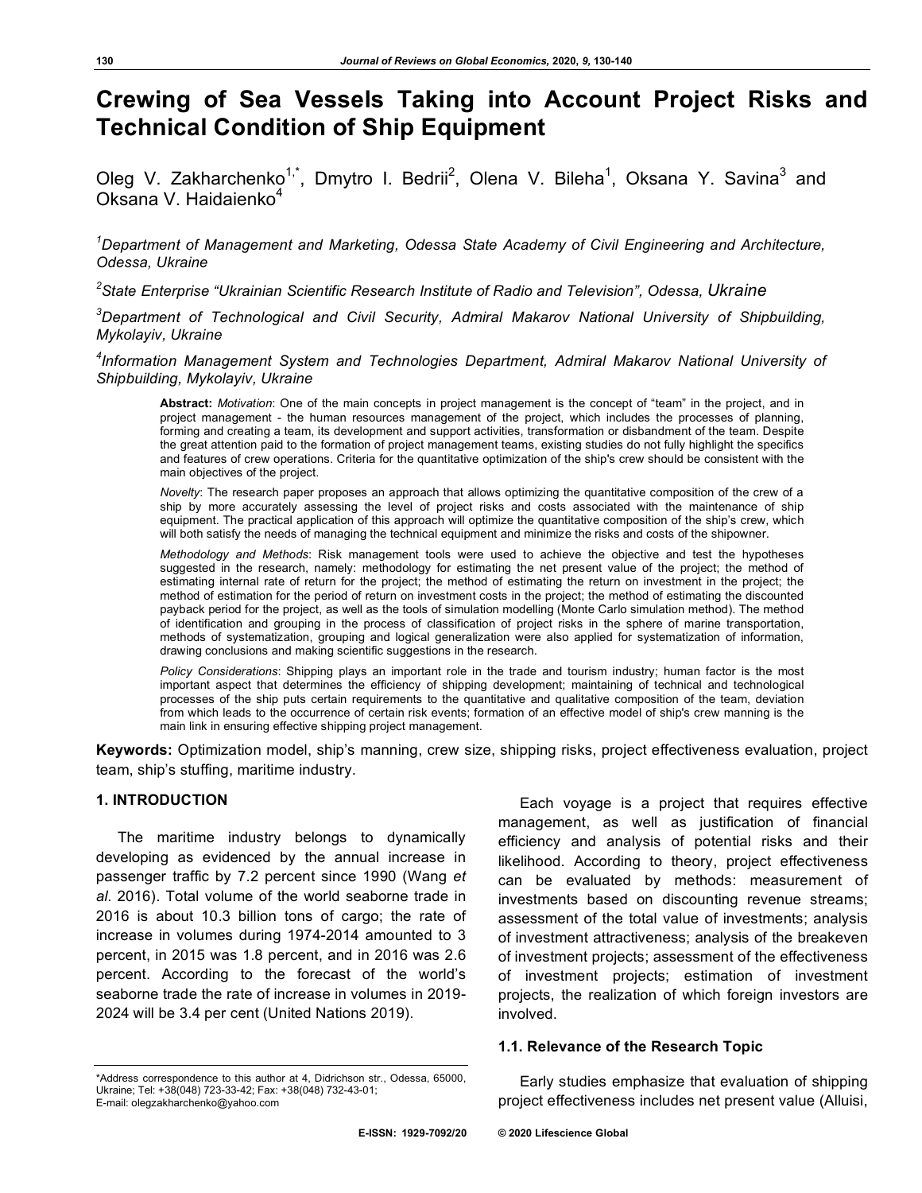# Crewing of Sea Vessels Taking into Account Project Risks and Technical Condition of Ship Equipment

Oleg V. Zakharchenko[1,*], Dmytro I. Bedrii[2], Olena V. Bileha[1], Oksana Y. Savina[3] and Oksana V. Haidaienko[4]

[1]*Department of Management and Marketing, Odessa State Academy of Civil Engineering and Architecture, Odessa, Ukraine*

[2]*State Enterprise "Ukrainian Scientific Research Institute of Radio and Television", Odessa, Ukraine*

[3]*Department of Technological and Civil Security, Admiral Makarov National University of Shipbuilding, Mykolayiv, Ukraine*

[4]*Information Management System and Technologies Department, Admiral Makarov National University of Shipbuilding, Mykolayiv, Ukraine*

**Abstract:** *Motivation*: One of the main concepts in project management is the concept of "team" in the project, and in project management - the human resources management of the project, which includes the processes of planning, forming and creating a team, its development and support activities, transformation or disbandment of the team. Despite the great attention paid to the formation of project management teams, existing studies do not fully highlight the specifics and features of crew operations. Criteria for the quantitative optimization of the ship's crew should be consistent with the main objectives of the project.

*Novelty*: The research paper proposes an approach that allows optimizing the quantitative composition of the crew of a ship by more accurately assessing the level of project risks and costs associated with the maintenance of ship equipment. The practical application of this approach will optimize the quantitative composition of the ship's crew, which will both satisfy the needs of managing the technical equipment and minimize the risks and costs of the shipowner.

*Methodology and Methods*: Risk management tools were used to achieve the objective and test the hypotheses suggested in the research, namely: methodology for estimating the net present value of the project; the method of estimating internal rate of return for the project; the method of estimating the return on investment in the project; the method of estimation for the period of return on investment costs in the project; the method of estimating the discounted payback period for the project, as well as the tools of simulation modelling (Monte Carlo simulation method). The method of identification and grouping in the process of classification of project risks in the sphere of marine transportation, methods of systematization, grouping and logical generalization were also applied for systematization of information, drawing conclusions and making scientific suggestions in the research.

*Policy Considerations*: Shipping plays an important role in the trade and tourism industry; human factor is the most important aspect that determines the efficiency of shipping development; maintaining of technical and technological processes of the ship puts certain requirements to the quantitative and qualitative composition of the team, deviation from which leads to the occurrence of certain risk events; formation of an effective model of ship's crew manning is the main link in ensuring effective shipping project management.

**Keywords:** Optimization model, ship's manning, crew size, shipping risks, project effectiveness evaluation, project team, ship's stuffing, maritime industry.

## 1. INTRODUCTION

The maritime industry belongs to dynamically developing as evidenced by the annual increase in passenger traffic by 7.2 percent since 1990 (Wang *et al*. 2016). Total volume of the world seaborne trade in 2016 is about 10.3 billion tons of cargo; the rate of increase in volumes during 1974-2014 amounted to 3 percent, in 2015 was 1.8 percent, and in 2016 was 2.6 percent. According to the forecast of the world's seaborne trade the rate of increase in volumes in 2019-2024 will be 3.4 per cent (United Nations 2019).

Each voyage is a project that requires effective management, as well as justification of financial efficiency and analysis of potential risks and their likelihood. According to theory, project effectiveness can be evaluated by methods: measurement of investments based on discounting revenue streams; assessment of the total value of investments; analysis of investment attractiveness; analysis of the breakeven of investment projects; assessment of the effectiveness of investment projects; estimation of investment projects, the realization of which foreign investors are involved.

### 1.1. Relevance of the Research Topic

Early studies emphasize that evaluation of shipping project effectiveness includes net present value (Alluisi,

*Address correspondence to this author at 4, Didrichson str., Odessa, 65000, Ukraine; Tel: +38(048) 723-33-42; Fax: +38(048) 732-43-01;
E-mail: olegzakharchenko@yahoo.com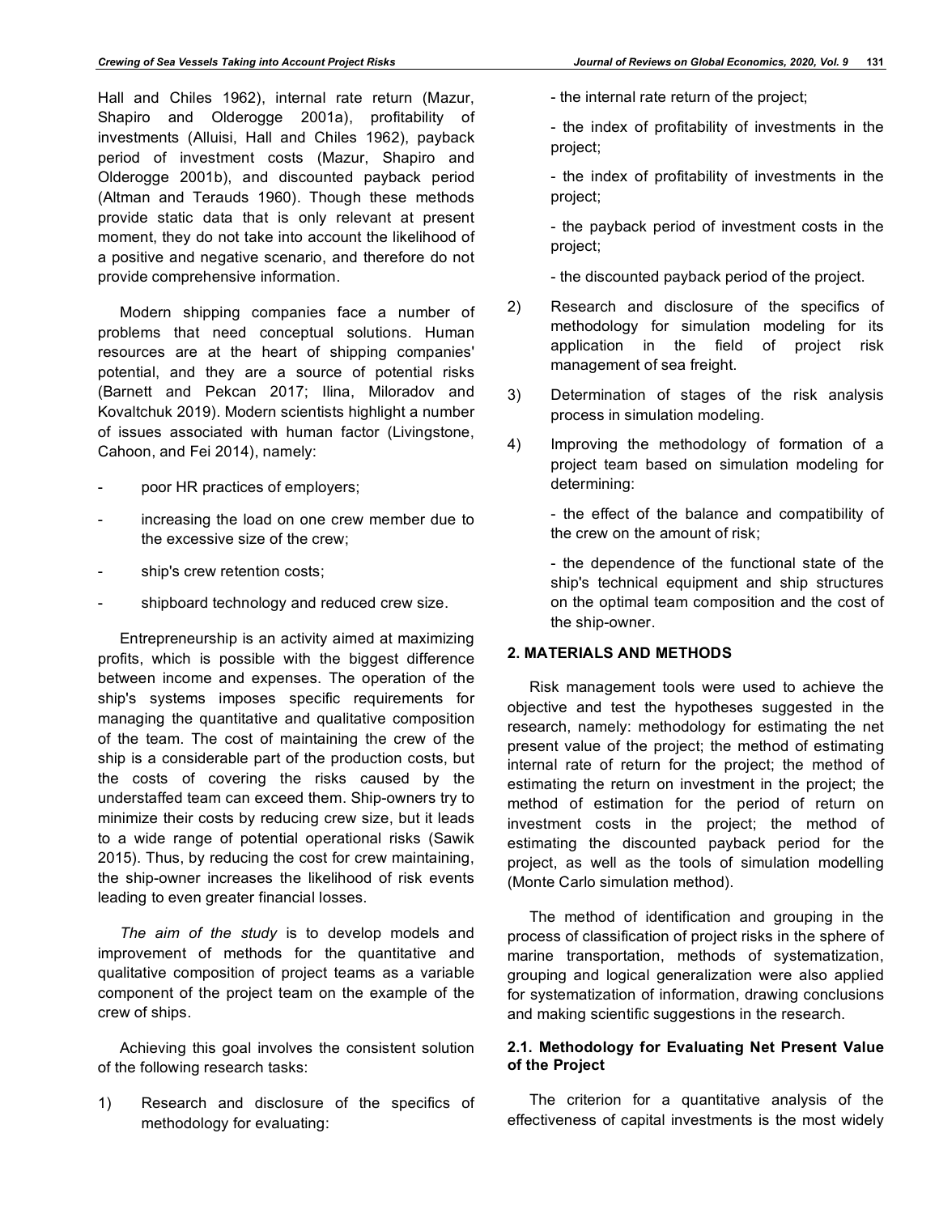Hall and Chiles 1962), internal rate return (Mazur, Shapiro and Olderogge 2001a), profitability of investments (Alluisi, Hall and Chiles 1962), payback period of investment costs (Mazur, Shapiro and Olderogge 2001b), and discounted payback period (Altman and Terauds 1960). Though these methods provide static data that is only relevant at present moment, they do not take into account the likelihood of a positive and negative scenario, and therefore do not provide comprehensive information.

Modern shipping companies face a number of problems that need conceptual solutions. Human resources are at the heart of shipping companies' potential, and they are a source of potential risks (Barnett and Pekcan 2017; Ilina, Miloradov and Kovaltchuk 2019). Modern scientists highlight a number of issues associated with human factor (Livingstone, Cahoon, and Fei 2014), namely:

- poor HR practices of employers;
- increasing the load on one crew member due to the excessive size of the crew;
- ship's crew retention costs;
- shipboard technology and reduced crew size.

Entrepreneurship is an activity aimed at maximizing profits, which is possible with the biggest difference between income and expenses. The operation of the ship's systems imposes specific requirements for managing the quantitative and qualitative composition of the team. The cost of maintaining the crew of the ship is a considerable part of the production costs, but the costs of covering the risks caused by the understaffed team can exceed them. Ship-owners try to minimize their costs by reducing crew size, but it leads to a wide range of potential operational risks (Sawik 2015). Thus, by reducing the cost for crew maintaining, the ship-owner increases the likelihood of risk events leading to even greater financial losses.

*The aim of the study* is to develop models and improvement of methods for the quantitative and qualitative composition of project teams as a variable component of the project team on the example of the crew of ships.

Achieving this goal involves the consistent solution of the following research tasks:

1) Research and disclosure of the specifics of methodology for evaluating:

   - the internal rate return of the project;

   - the index of profitability of investments in the project;

   - the index of profitability of investments in the project;

   - the payback period of investment costs in the project;

   - the discounted payback period of the project.

2) Research and disclosure of the specifics of methodology for simulation modeling for its application in the field of project risk management of sea freight.

3) Determination of stages of the risk analysis process in simulation modeling.

4) Improving the methodology of formation of a project team based on simulation modeling for determining:

   - the effect of the balance and compatibility of the crew on the amount of risk;

   - the dependence of the functional state of the ship's technical equipment and ship structures on the optimal team composition and the cost of the ship-owner.

## 2. MATERIALS AND METHODS

Risk management tools were used to achieve the objective and test the hypotheses suggested in the research, namely: methodology for estimating the net present value of the project; the method of estimating internal rate of return for the project; the method of estimating the return on investment in the project; the method of estimation for the period of return on investment costs in the project; the method of estimating the discounted payback period for the project, as well as the tools of simulation modelling (Monte Carlo simulation method).

The method of identification and grouping in the process of classification of project risks in the sphere of marine transportation, methods of systematization, grouping and logical generalization were also applied for systematization of information, drawing conclusions and making scientific suggestions in the research.

### 2.1. Methodology for Evaluating Net Present Value of the Project

The criterion for a quantitative analysis of the effectiveness of capital investments is the most widely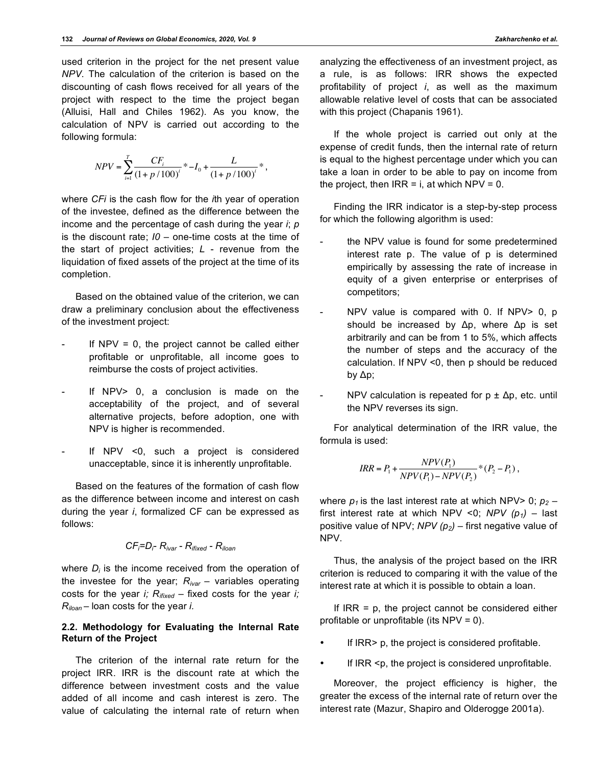used criterion in the project for the net present value *NPV*. The calculation of the criterion is based on the discounting of cash flows received for all years of the project with respect to the time the project began (Alluisi, Hall and Chiles 1962). As you know, the calculation of NPV is carried out according to the following formula:

$$NPV = \sum_{i=1}^{T} \frac{CF_i}{(1+p/100)^i} * -I_0 + \frac{L}{(1+p/100)^i} * ,$$

where *CFi* is the cash flow for the *i*th year of operation of the investee, defined as the difference between the income and the percentage of cash during the year *i*; *p* is the discount rate; *I0* – one-time costs at the time of the start of project activities; *L* - revenue from the liquidation of fixed assets of the project at the time of its completion.

Based on the obtained value of the criterion, we can draw a preliminary conclusion about the effectiveness of the investment project:

- If NPV = 0, the project cannot be called either profitable or unprofitable, all income goes to reimburse the costs of project activities.
- If NPV> 0, a conclusion is made on the acceptability of the project, and of several alternative projects, before adoption, one with NPV is higher is recommended.
- If NPV <0, such a project is considered unacceptable, since it is inherently unprofitable.

Based on the features of the formation of cash flow as the difference between income and interest on cash during the year *i*, formalized CF can be expressed as follows:

$$CF_i = D_i - R_{ivar} - R_{ifixed} - R_{iloan}$$

where $D_i$ is the income received from the operation of the investee for the year; $R_{ivar}$ – variables operating costs for the year *i;* $R_{ifixed}$ – fixed costs for the year *i;* $R_{iloan}$ – loan costs for the year *i.*

### 2.2. Methodology for Evaluating the Internal Rate Return of the Project

The criterion of the internal rate return for the project IRR. IRR is the discount rate at which the difference between investment costs and the value added of all income and cash interest is zero. The value of calculating the internal rate of return when analyzing the effectiveness of an investment project, as a rule, is as follows: IRR shows the expected profitability of project *i*, as well as the maximum allowable relative level of costs that can be associated with this project (Chapanis 1961).

If the whole project is carried out only at the expense of credit funds, then the internal rate of return is equal to the highest percentage under which you can take a loan in order to be able to pay on income from the project, then IRR = i, at which NPV = 0.

Finding the IRR indicator is a step-by-step process for which the following algorithm is used:

- the NPV value is found for some predetermined interest rate p. The value of p is determined empirically by assessing the rate of increase in equity of a given enterprise or enterprises of competitors;
- NPV value is compared with 0. If NPV> 0, p should be increased by Δp, where Δp is set arbitrarily and can be from 1 to 5%, which affects the number of steps and the accuracy of the calculation. If NPV <0, then p should be reduced by Δp;
- NPV calculation is repeated for p ± Δp, etc. until the NPV reverses its sign.

For analytical determination of the IRR value, the formula is used:

$$IRR = P_1 + \frac{NPV(P_1)}{NPV(P_1) - NPV(P_2)} * (P_2 - P_1),$$

where $p_1$ is the last interest rate at which NPV> 0; $p_2$ – first interest rate at which NPV <0; *NPV* $(p_1)$ – last positive value of NPV; *NPV* $(p_2)$ – first negative value of NPV.

Thus, the analysis of the project based on the IRR criterion is reduced to comparing it with the value of the interest rate at which it is possible to obtain a loan.

If IRR = p, the project cannot be considered either profitable or unprofitable (its NPV = 0).

- If IRR> p, the project is considered profitable.
- If IRR <p, the project is considered unprofitable.

Moreover, the project efficiency is higher, the greater the excess of the internal rate of return over the interest rate (Mazur, Shapiro and Olderogge 2001a).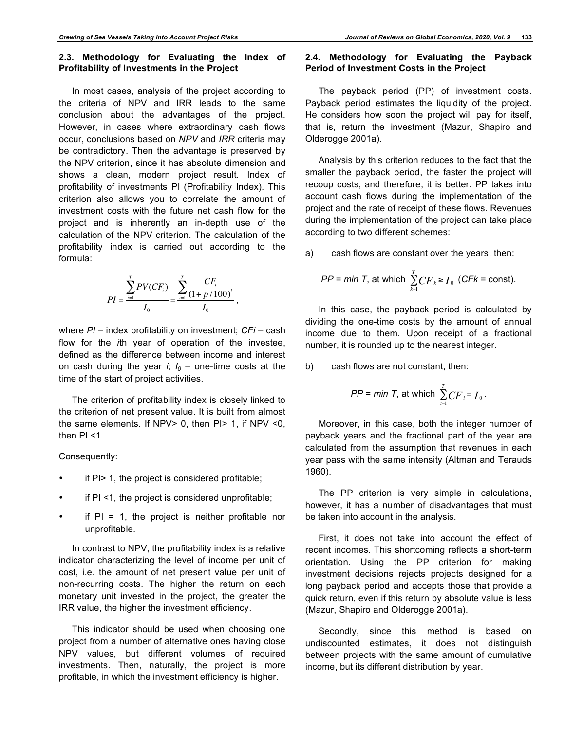### 2.3. Methodology for Evaluating the Index of Profitability of Investments in the Project

In most cases, analysis of the project according to the criteria of NPV and IRR leads to the same conclusion about the advantages of the project. However, in cases where extraordinary cash flows occur, conclusions based on *NPV* and *IRR* criteria may be contradictory. Then the advantage is preserved by the NPV criterion, since it has absolute dimension and shows a clean, modern project result. Index of profitability of investments PI (Profitability Index). This criterion also allows you to correlate the amount of investment costs with the future net cash flow for the project and is inherently an in-depth use of the calculation of the NPV criterion. The calculation of the profitability index is carried out according to the formula:

$$PI = \frac{\sum_{i=1}^{T} PV(CF_i)}{I_0} = \frac{\sum_{i=1}^{T} \frac{CF_i}{(1+p/100)^i}}{I_0},$$

where *PI* – index profitability on investment; *CFi* – cash flow for the *i*th year of operation of the investee, defined as the difference between income and interest on cash during the year *i*; $I_0$ – one-time costs at the time of the start of project activities.

The criterion of profitability index is closely linked to the criterion of net present value. It is built from almost the same elements. If NPV> 0, then PI> 1, if NPV <0, then PI <1.

Consequently:

- if PI> 1, the project is considered profitable;
- if PI <1, the project is considered unprofitable;
- if PI = 1, the project is neither profitable nor unprofitable.

In contrast to NPV, the profitability index is a relative indicator characterizing the level of income per unit of cost, i.e. the amount of net present value per unit of non-recurring costs. The higher the return on each monetary unit invested in the project, the greater the IRR value, the higher the investment efficiency.

This indicator should be used when choosing one project from a number of alternative ones having close NPV values, but different volumes of required investments. Then, naturally, the project is more profitable, in which the investment efficiency is higher.

### 2.4. Methodology for Evaluating the Payback Period of Investment Costs in the Project

The payback period (PP) of investment costs. Payback period estimates the liquidity of the project. He considers how soon the project will pay for itself, that is, return the investment (Mazur, Shapiro and Olderogge 2001a).

Analysis by this criterion reduces to the fact that the smaller the payback period, the faster the project will recoup costs, and therefore, it is better. PP takes into account cash flows during the implementation of the project and the rate of receipt of these flows. Revenues during the implementation of the project can take place according to two different schemes:

a) cash flows are constant over the years, then:

$PP = min\ T$, at which $\sum_{k=1}^{T} CF_k \geq I_0$ ($CFk$ = const).

In this case, the payback period is calculated by dividing the one-time costs by the amount of annual income due to them. Upon receipt of a fractional number, it is rounded up to the nearest integer.

b) cash flows are not constant, then:

$PP = min\ T$, at which $\sum_{i=1}^{T} CF_i = I_0$.

Moreover, in this case, both the integer number of payback years and the fractional part of the year are calculated from the assumption that revenues in each year pass with the same intensity (Altman and Terauds 1960).

The PP criterion is very simple in calculations, however, it has a number of disadvantages that must be taken into account in the analysis.

First, it does not take into account the effect of recent incomes. This shortcoming reflects a short-term orientation. Using the PP criterion for making investment decisions rejects projects designed for a long payback period and accepts those that provide a quick return, even if this return by absolute value is less (Mazur, Shapiro and Olderogge 2001a).

Secondly, since this method is based on undiscounted estimates, it does not distinguish between projects with the same amount of cumulative income, but its different distribution by year.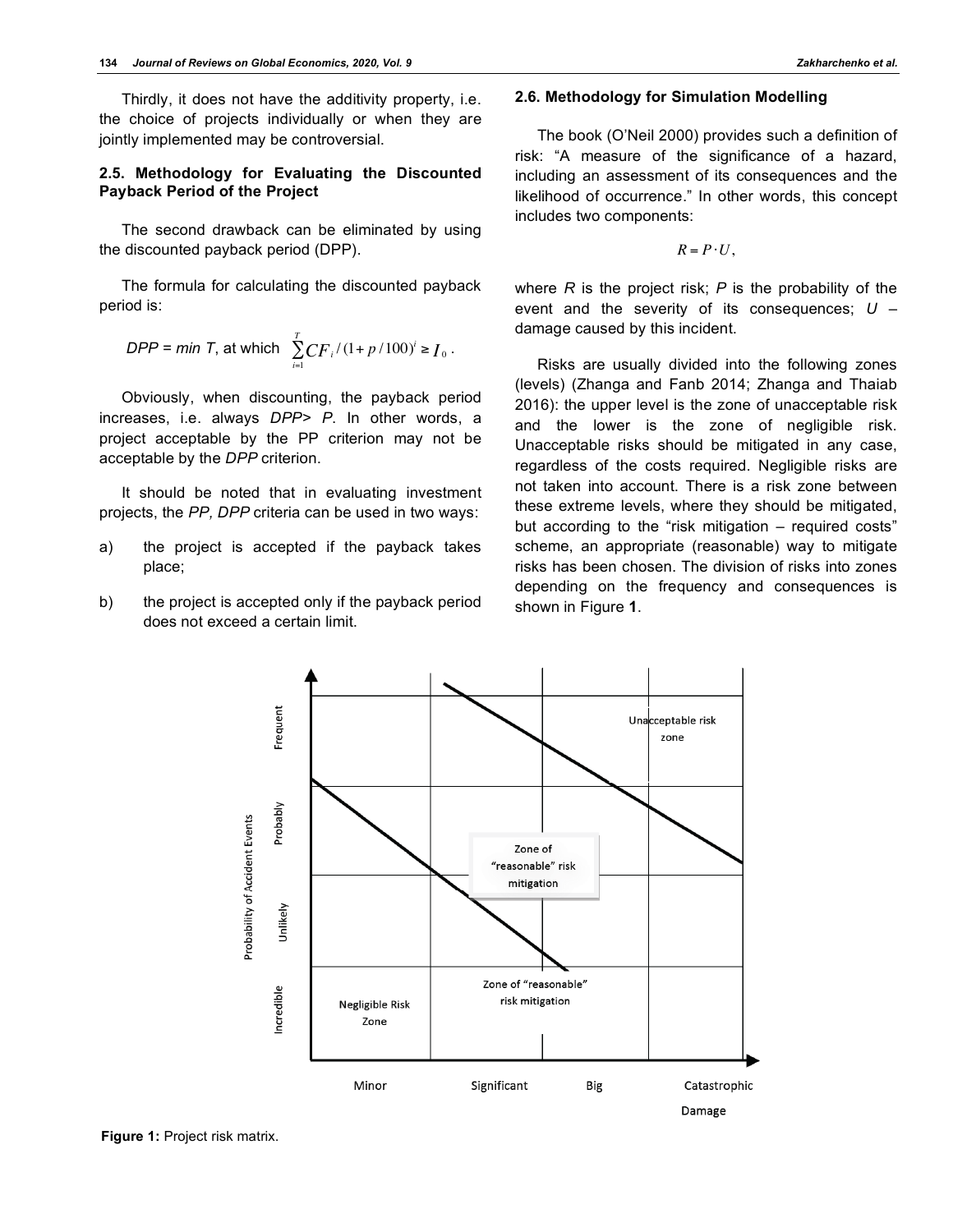Thirdly, it does not have the additivity property, i.e. the choice of projects individually or when they are jointly implemented may be controversial.

### 2.5. Methodology for Evaluating the Discounted Payback Period of the Project

The second drawback can be eliminated by using the discounted payback period (DPP).

The formula for calculating the discounted payback period is:

$$DPP = \min T, \text{ at which } \sum_{i=1}^{T} CF_i / (1 + p/100)^i \geq I_0 .$$

Obviously, when discounting, the payback period increases, i.e. always *DPP*> *P*. In other words, a project acceptable by the PP criterion may not be acceptable by the *DPP* criterion.

It should be noted that in evaluating investment projects, the *PP, DPP* criteria can be used in two ways:

a) the project is accepted if the payback takes place;

b) the project is accepted only if the payback period does not exceed a certain limit.

### 2.6. Methodology for Simulation Modelling

The book (O'Neil 2000) provides such a definition of risk: "A measure of the significance of a hazard, including an assessment of its consequences and the likelihood of occurrence." In other words, this concept includes two components:

$$R = P \cdot U ,$$

where $R$ is the project risk; $P$ is the probability of the event and the severity of its consequences; $U$ – damage caused by this incident.

Risks are usually divided into the following zones (levels) (Zhanga and Fanb 2014; Zhanga and Thaiab 2016): the upper level is the zone of unacceptable risk and the lower is the zone of negligible risk. Unacceptable risks should be mitigated in any case, regardless of the costs required. Negligible risks are not taken into account. There is a risk zone between these extreme levels, where they should be mitigated, but according to the "risk mitigation – required costs" scheme, an appropriate (reasonable) way to mitigate risks has been chosen. The division of risks into zones depending on the frequency and consequences is shown in Figure **1**.

**Figure 1:** Project risk matrix.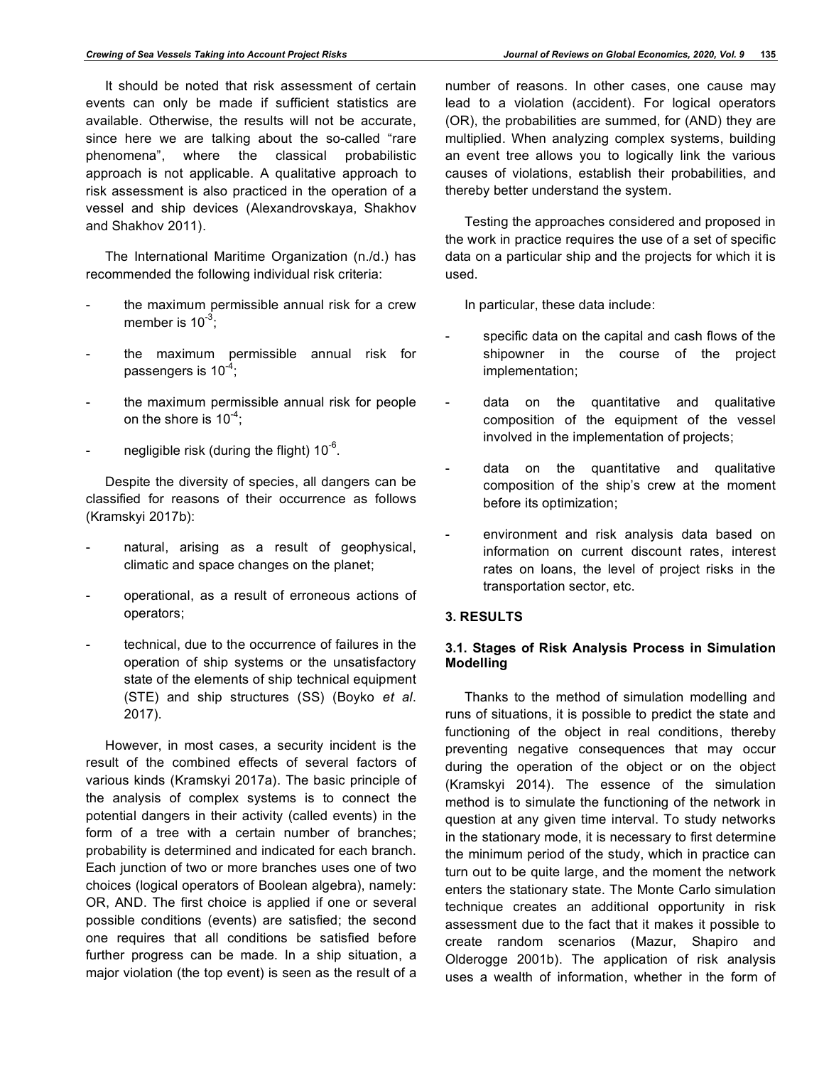It should be noted that risk assessment of certain events can only be made if sufficient statistics are available. Otherwise, the results will not be accurate, since here we are talking about the so-called "rare phenomena", where the classical probabilistic approach is not applicable. A qualitative approach to risk assessment is also practiced in the operation of a vessel and ship devices (Alexandrovskaya, Shakhov and Shakhov 2011).

The International Maritime Organization (n./d.) has recommended the following individual risk criteria:

- the maximum permissible annual risk for a crew member is $10^{-3}$;
- the maximum permissible annual risk for passengers is $10^{-4}$;
- the maximum permissible annual risk for people on the shore is $10^{-4}$;
- negligible risk (during the flight) $10^{-6}$.

Despite the diversity of species, all dangers can be classified for reasons of their occurrence as follows (Kramskyi 2017b):

- natural, arising as a result of geophysical, climatic and space changes on the planet;
- operational, as a result of erroneous actions of operators;
- technical, due to the occurrence of failures in the operation of ship systems or the unsatisfactory state of the elements of ship technical equipment (STE) and ship structures (SS) (Boyko *et al*. 2017).

However, in most cases, a security incident is the result of the combined effects of several factors of various kinds (Kramskyi 2017a). The basic principle of the analysis of complex systems is to connect the potential dangers in their activity (called events) in the form of a tree with a certain number of branches; probability is determined and indicated for each branch. Each junction of two or more branches uses one of two choices (logical operators of Boolean algebra), namely: OR, AND. The first choice is applied if one or several possible conditions (events) are satisfied; the second one requires that all conditions be satisfied before further progress can be made. In a ship situation, a major violation (the top event) is seen as the result of a number of reasons. In other cases, one cause may lead to a violation (accident). For logical operators (OR), the probabilities are summed, for (AND) they are multiplied. When analyzing complex systems, building an event tree allows you to logically link the various causes of violations, establish their probabilities, and thereby better understand the system.

Testing the approaches considered and proposed in the work in practice requires the use of a set of specific data on a particular ship and the projects for which it is used.

In particular, these data include:

- specific data on the capital and cash flows of the shipowner in the course of the project implementation;
- data on the quantitative and qualitative composition of the equipment of the vessel involved in the implementation of projects;
- data on the quantitative and qualitative composition of the ship's crew at the moment before its optimization;
- environment and risk analysis data based on information on current discount rates, interest rates on loans, the level of project risks in the transportation sector, etc.

## 3. RESULTS

### 3.1. Stages of Risk Analysis Process in Simulation Modelling

Thanks to the method of simulation modelling and runs of situations, it is possible to predict the state and functioning of the object in real conditions, thereby preventing negative consequences that may occur during the operation of the object or on the object (Kramskyi 2014). The essence of the simulation method is to simulate the functioning of the network in question at any given time interval. To study networks in the stationary mode, it is necessary to first determine the minimum period of the study, which in practice can turn out to be quite large, and the moment the network enters the stationary state. The Monte Carlo simulation technique creates an additional opportunity in risk assessment due to the fact that it makes it possible to create random scenarios (Mazur, Shapiro and Olderogge 2001b). The application of risk analysis uses a wealth of information, whether in the form of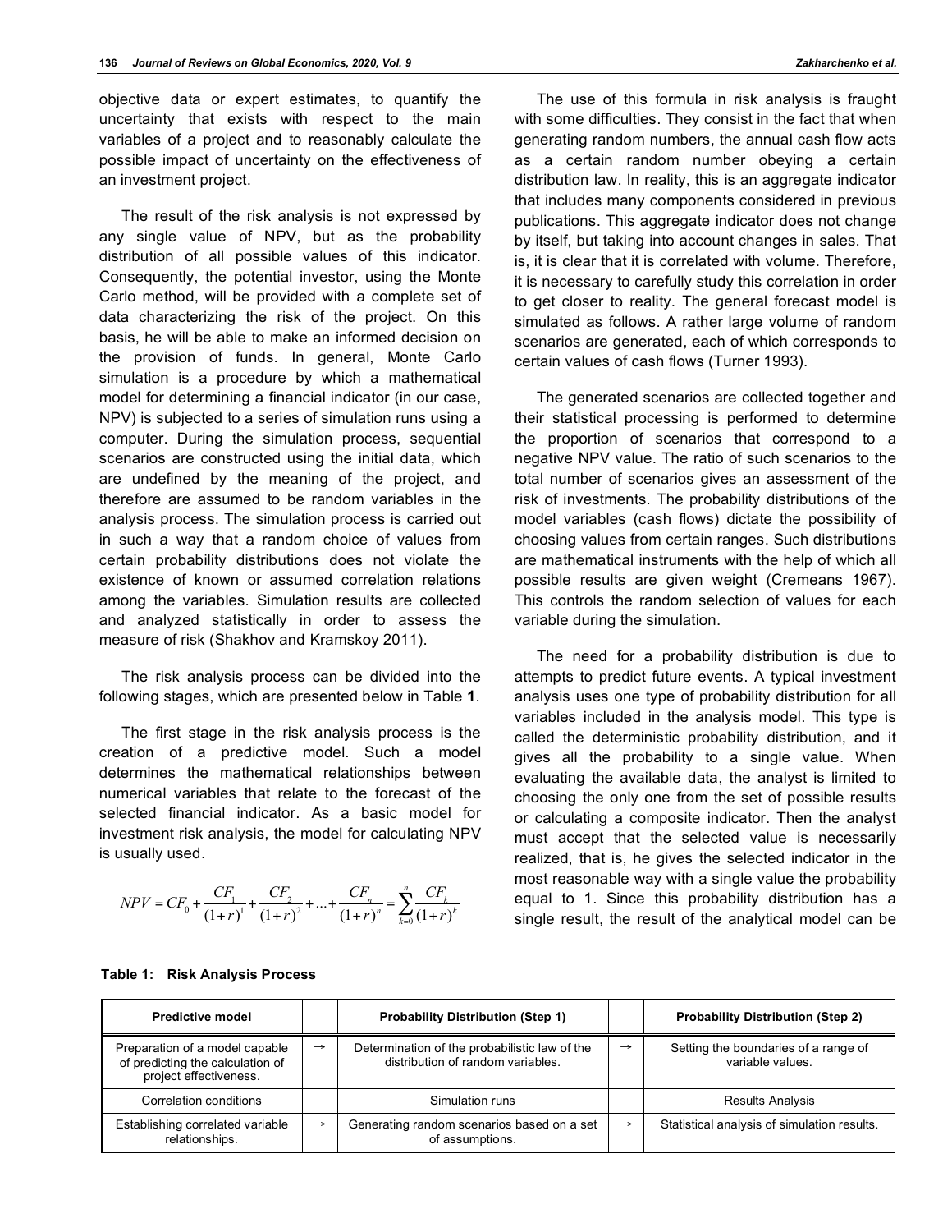objective data or expert estimates, to quantify the uncertainty that exists with respect to the main variables of a project and to reasonably calculate the possible impact of uncertainty on the effectiveness of an investment project.

The result of the risk analysis is not expressed by any single value of NPV, but as the probability distribution of all possible values of this indicator. Consequently, the potential investor, using the Monte Carlo method, will be provided with a complete set of data characterizing the risk of the project. On this basis, he will be able to make an informed decision on the provision of funds. In general, Monte Carlo simulation is a procedure by which a mathematical model for determining a financial indicator (in our case, NPV) is subjected to a series of simulation runs using a computer. During the simulation process, sequential scenarios are constructed using the initial data, which are undefined by the meaning of the project, and therefore are assumed to be random variables in the analysis process. The simulation process is carried out in such a way that a random choice of values from certain probability distributions does not violate the existence of known or assumed correlation relations among the variables. Simulation results are collected and analyzed statistically in order to assess the measure of risk (Shakhov and Kramskoy 2011).

The risk analysis process can be divided into the following stages, which are presented below in Table **1**.

The first stage in the risk analysis process is the creation of a predictive model. Such a model determines the mathematical relationships between numerical variables that relate to the forecast of the selected financial indicator. As a basic model for investment risk analysis, the model for calculating NPV is usually used.

$$NPV = CF_0 + \frac{CF_1}{(1+r)^1} + \frac{CF_2}{(1+r)^2} + ... + \frac{CF_n}{(1+r)^n} = \sum_{k=0}^{n} \frac{CF_k}{(1+r)^k}$$

The use of this formula in risk analysis is fraught with some difficulties. They consist in the fact that when generating random numbers, the annual cash flow acts as a certain random number obeying a certain distribution law. In reality, this is an aggregate indicator that includes many components considered in previous publications. This aggregate indicator does not change by itself, but taking into account changes in sales. That is, it is clear that it is correlated with volume. Therefore, it is necessary to carefully study this correlation in order to get closer to reality. The general forecast model is simulated as follows. A rather large volume of random scenarios are generated, each of which corresponds to certain values of cash flows (Turner 1993).

The generated scenarios are collected together and their statistical processing is performed to determine the proportion of scenarios that correspond to a negative NPV value. The ratio of such scenarios to the total number of scenarios gives an assessment of the risk of investments. The probability distributions of the model variables (cash flows) dictate the possibility of choosing values from certain ranges. Such distributions are mathematical instruments with the help of which all possible results are given weight (Cremeans 1967). This controls the random selection of values for each variable during the simulation.

The need for a probability distribution is due to attempts to predict future events. A typical investment analysis uses one type of probability distribution for all variables included in the analysis model. This type is called the deterministic probability distribution, and it gives all the probability to a single value. When evaluating the available data, the analyst is limited to choosing the only one from the set of possible results or calculating a composite indicator. Then the analyst must accept that the selected value is necessarily realized, that is, he gives the selected indicator in the most reasonable way with a single value the probability equal to 1. Since this probability distribution has a single result, the result of the analytical model can be

**Table 1: Risk Analysis Process**

| Predictive model | | Probability Distribution (Step 1) | | Probability Distribution (Step 2) |
|---|---|---|---|---|
| Preparation of a model capable of predicting the calculation of project effectiveness. | → | Determination of the probabilistic law of the distribution of random variables. | → | Setting the boundaries of a range of variable values. |
| Correlation conditions | | Simulation runs | | Results Analysis |
| Establishing correlated variable relationships. | → | Generating random scenarios based on a set of assumptions. | → | Statistical analysis of simulation results. |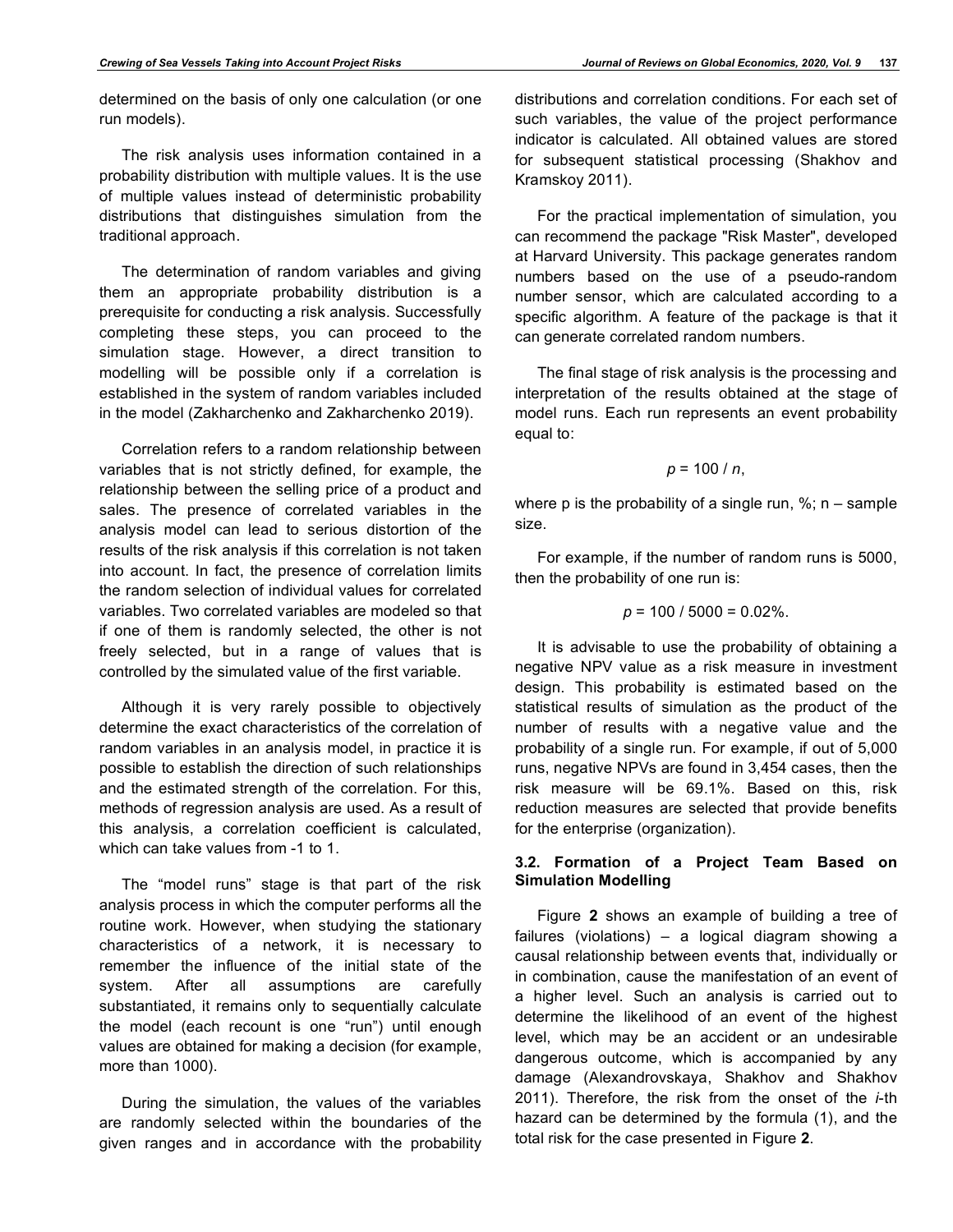determined on the basis of only one calculation (or one run models).

The risk analysis uses information contained in a probability distribution with multiple values. It is the use of multiple values instead of deterministic probability distributions that distinguishes simulation from the traditional approach.

The determination of random variables and giving them an appropriate probability distribution is a prerequisite for conducting a risk analysis. Successfully completing these steps, you can proceed to the simulation stage. However, a direct transition to modelling will be possible only if a correlation is established in the system of random variables included in the model (Zakharchenko and Zakharchenko 2019).

Correlation refers to a random relationship between variables that is not strictly defined, for example, the relationship between the selling price of a product and sales. The presence of correlated variables in the analysis model can lead to serious distortion of the results of the risk analysis if this correlation is not taken into account. In fact, the presence of correlation limits the random selection of individual values for correlated variables. Two correlated variables are modeled so that if one of them is randomly selected, the other is not freely selected, but in a range of values that is controlled by the simulated value of the first variable.

Although it is very rarely possible to objectively determine the exact characteristics of the correlation of random variables in an analysis model, in practice it is possible to establish the direction of such relationships and the estimated strength of the correlation. For this, methods of regression analysis are used. As a result of this analysis, a correlation coefficient is calculated, which can take values from -1 to 1.

The "model runs" stage is that part of the risk analysis process in which the computer performs all the routine work. However, when studying the stationary characteristics of a network, it is necessary to remember the influence of the initial state of the system. After all assumptions are carefully substantiated, it remains only to sequentially calculate the model (each recount is one "run") until enough values are obtained for making a decision (for example, more than 1000).

During the simulation, the values of the variables are randomly selected within the boundaries of the given ranges and in accordance with the probability distributions and correlation conditions. For each set of such variables, the value of the project performance indicator is calculated. All obtained values are stored for subsequent statistical processing (Shakhov and Kramskoy 2011).

For the practical implementation of simulation, you can recommend the package "Risk Master", developed at Harvard University. This package generates random numbers based on the use of a pseudo-random number sensor, which are calculated according to a specific algorithm. A feature of the package is that it can generate correlated random numbers.

The final stage of risk analysis is the processing and interpretation of the results obtained at the stage of model runs. Each run represents an event probability equal to:

$$p = 100 / n,$$

where p is the probability of a single run, %; n – sample size.

For example, if the number of random runs is 5000, then the probability of one run is:

$$p = 100 / 5000 = 0.02\%.$$

It is advisable to use the probability of obtaining a negative NPV value as a risk measure in investment design. This probability is estimated based on the statistical results of simulation as the product of the number of results with a negative value and the probability of a single run. For example, if out of 5,000 runs, negative NPVs are found in 3,454 cases, then the risk measure will be 69.1%. Based on this, risk reduction measures are selected that provide benefits for the enterprise (organization).

### 3.2. Formation of a Project Team Based on Simulation Modelling

Figure **2** shows an example of building a tree of failures (violations) – a logical diagram showing a causal relationship between events that, individually or in combination, cause the manifestation of an event of a higher level. Such an analysis is carried out to determine the likelihood of an event of the highest level, which may be an accident or an undesirable dangerous outcome, which is accompanied by any damage (Alexandrovskaya, Shakhov and Shakhov 2011). Therefore, the risk from the onset of the *i*-th hazard can be determined by the formula (1), and the total risk for the case presented in Figure **2**.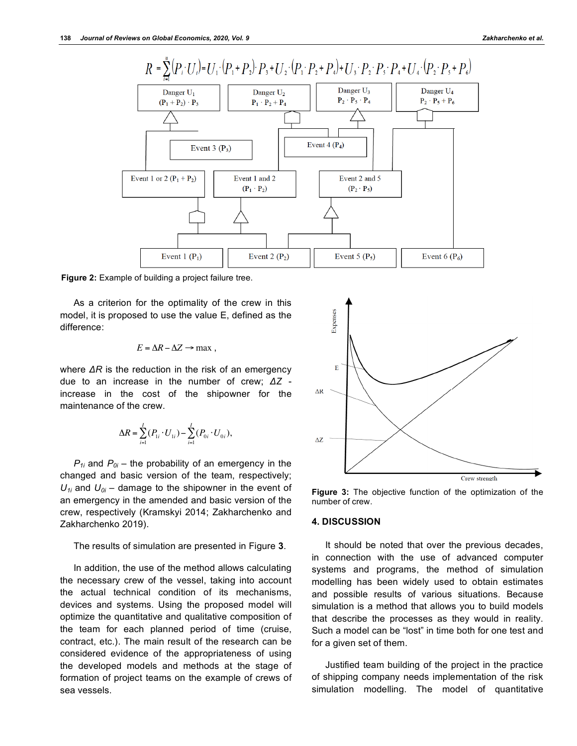$$R=\sum_{i=1}^{n}(P_i\cdot U_i)=U_1\cdot(P_1+P_2)\cdot P_3+U_2\cdot(P_1\cdot P_2+P_4)+U_3\cdot P_2\cdot P_5\cdot P_4+U_4\cdot(P_2\cdot P_5+P_6)$$

Figure 2: Example of building a project failure tree.

As a criterion for the optimality of the crew in this model, it is proposed to use the value E, defined as the difference:

$$E=\Delta R-\Delta Z\rightarrow\max,$$

where $\Delta R$ is the reduction in the risk of an emergency due to an increase in the number of crew; $\Delta Z$ - increase in the cost of the shipowner for the maintenance of the crew.

$$\Delta R=\sum_{i=1}^{I}(P_{1i}\cdot U_{1i})-\sum_{i=1}^{I}(P_{0i}\cdot U_{0i}),$$

$P_{1i}$ and $P_{0i}$ – the probability of an emergency in the changed and basic version of the team, respectively; $U_{1i}$ and $U_{0i}$ – damage to the shipowner in the event of an emergency in the amended and basic version of the crew, respectively (Kramskyi 2014; Zakharchenko and Zakharchenko 2019).

The results of simulation are presented in Figure **3**.

In addition, the use of the method allows calculating the necessary crew of the vessel, taking into account the actual technical condition of its mechanisms, devices and systems. Using the proposed model will optimize the quantitative and qualitative composition of the team for each planned period of time (cruise, contract, etc.). The main result of the research can be considered evidence of the appropriateness of using the developed models and methods at the stage of formation of project teams on the example of crews of sea vessels.

**Figure 3:** The objective function of the optimization of the number of crew.

## 4. DISCUSSION

It should be noted that over the previous decades, in connection with the use of advanced computer systems and programs, the method of simulation modelling has been widely used to obtain estimates and possible results of various situations. Because simulation is a method that allows you to build models that describe the processes as they would in reality. Such a model can be "lost" in time both for one test and for a given set of them.

Justified team building of the project in the practice of shipping company needs implementation of the risk simulation modelling. The model of quantitative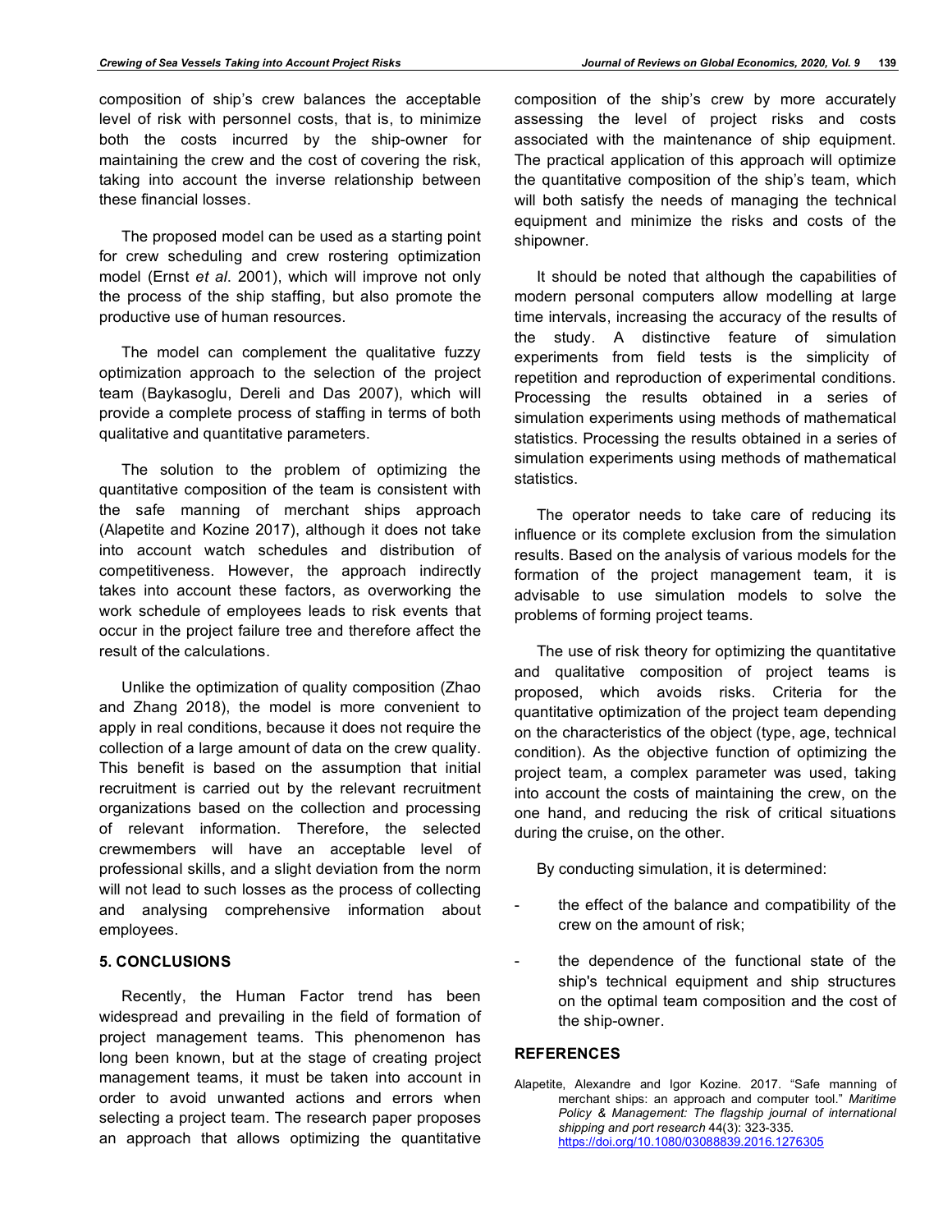composition of ship's crew balances the acceptable level of risk with personnel costs, that is, to minimize both the costs incurred by the ship-owner for maintaining the crew and the cost of covering the risk, taking into account the inverse relationship between these financial losses.

The proposed model can be used as a starting point for crew scheduling and crew rostering optimization model (Ernst *et al*. 2001), which will improve not only the process of the ship staffing, but also promote the productive use of human resources.

The model can complement the qualitative fuzzy optimization approach to the selection of the project team (Baykasoglu, Dereli and Das 2007), which will provide a complete process of staffing in terms of both qualitative and quantitative parameters.

The solution to the problem of optimizing the quantitative composition of the team is consistent with the safe manning of merchant ships approach (Alapetite and Kozine 2017), although it does not take into account watch schedules and distribution of competitiveness. However, the approach indirectly takes into account these factors, as overworking the work schedule of employees leads to risk events that occur in the project failure tree and therefore affect the result of the calculations.

Unlike the optimization of quality composition (Zhao and Zhang 2018), the model is more convenient to apply in real conditions, because it does not require the collection of a large amount of data on the crew quality. This benefit is based on the assumption that initial recruitment is carried out by the relevant recruitment organizations based on the collection and processing of relevant information. Therefore, the selected crewmembers will have an acceptable level of professional skills, and a slight deviation from the norm will not lead to such losses as the process of collecting and analysing comprehensive information about employees.

## 5. CONCLUSIONS

Recently, the Human Factor trend has been widespread and prevailing in the field of formation of project management teams. This phenomenon has long been known, but at the stage of creating project management teams, it must be taken into account in order to avoid unwanted actions and errors when selecting a project team. The research paper proposes an approach that allows optimizing the quantitative composition of the ship's crew by more accurately assessing the level of project risks and costs associated with the maintenance of ship equipment. The practical application of this approach will optimize the quantitative composition of the ship's team, which will both satisfy the needs of managing the technical equipment and minimize the risks and costs of the shipowner.

It should be noted that although the capabilities of modern personal computers allow modelling at large time intervals, increasing the accuracy of the results of the study. A distinctive feature of simulation experiments from field tests is the simplicity of repetition and reproduction of experimental conditions. Processing the results obtained in a series of simulation experiments using methods of mathematical statistics. Processing the results obtained in a series of simulation experiments using methods of mathematical statistics.

The operator needs to take care of reducing its influence or its complete exclusion from the simulation results. Based on the analysis of various models for the formation of the project management team, it is advisable to use simulation models to solve the problems of forming project teams.

The use of risk theory for optimizing the quantitative and qualitative composition of project teams is proposed, which avoids risks. Criteria for the quantitative optimization of the project team depending on the characteristics of the object (type, age, technical condition). As the objective function of optimizing the project team, a complex parameter was used, taking into account the costs of maintaining the crew, on the one hand, and reducing the risk of critical situations during the cruise, on the other.

By conducting simulation, it is determined:

- the effect of the balance and compatibility of the crew on the amount of risk;
- the dependence of the functional state of the ship's technical equipment and ship structures on the optimal team composition and the cost of the ship-owner.

## REFERENCES

Alapetite, Alexandre and Igor Kozine. 2017. "Safe manning of merchant ships: an approach and computer tool." *Maritime Policy & Management: The flagship journal of international shipping and port research* 44(3): 323-335. https://doi.org/10.1080/03088839.2016.1276305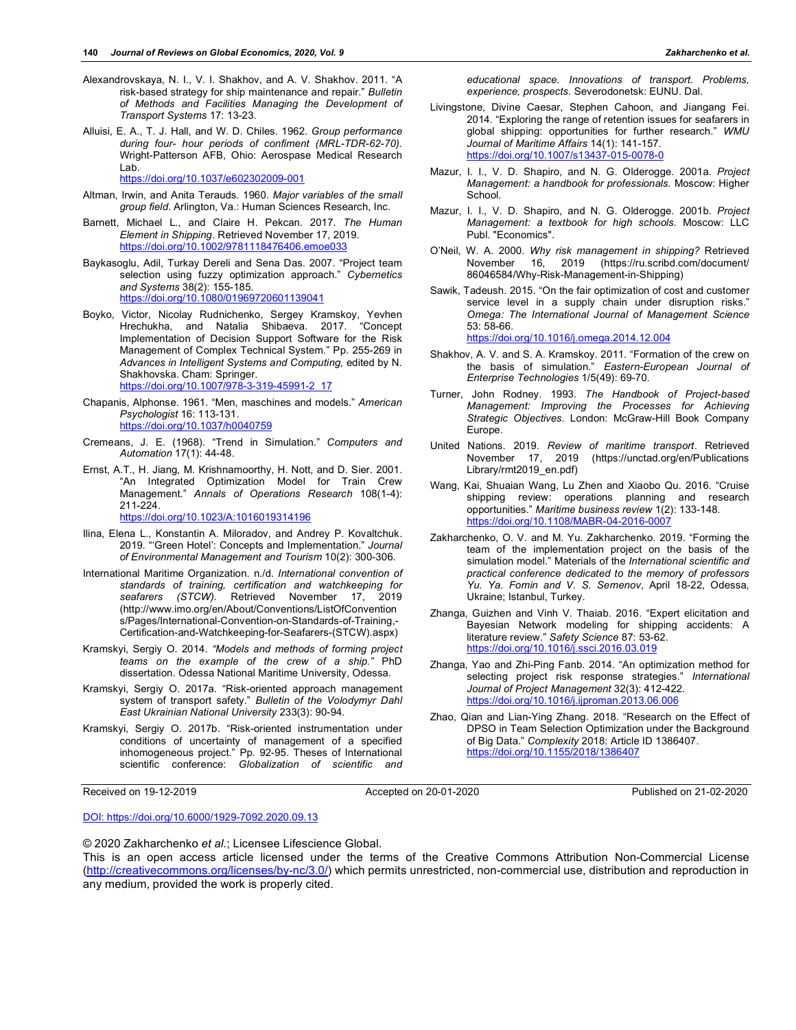Alexandrovskaya, N. I., V. I. Shakhov, and A. V. Shakhov. 2011. "A risk-based strategy for ship maintenance and repair." *Bulletin of Methods and Facilities Managing the Development of Transport Systems* 17: 13-23.

Alluisi, E. A., T. J. Hall, and W. D. Chiles. 1962. *Group performance during four- hour periods of confiment (MRL-TDR-62-70).* Wright-Patterson AFB, Ohio: Aerospase Medical Research Lab. https://doi.org/10.1037/e602302009-001

Altman, Irwin, and Anita Terauds. 1960. *Major variables of the small group field*. Arlington, Va.: Human Sciences Research, Inc.

Barnett, Michael L., and Claire H. Pekcan. 2017. *The Human Element in Shipping*. Retrieved November 17, 2019. https://doi.org/10.1002/9781118476406.emoe033

Baykasoglu, Adil, Turkay Dereli and Sena Das. 2007. "Project team selection using fuzzy optimization approach." *Cybernetics and Systems* 38(2): 155-185. https://doi.org/10.1080/01969720601139041

Boyko, Victor, Nicolay Rudnichenko, Sergey Kramskoy, Yevhen Hrechukha, and Natalia Shibaeva. 2017. "Concept Implementation of Decision Support Software for the Risk Management of Complex Technical System." Pp. 255-269 in *Advances in Intelligent Systems and Computing*, edited by N. Shakhovska. Cham: Springer. https://doi.org/10.1007/978-3-319-45991-2_17

Chapanis, Alphonse. 1961. "Men, maschines and models." *American Psychologist* 16: 113-131. https://doi.org/10.1037/h0040759

Cremeans, J. E. (1968). "Trend in Simulation." *Computers and Automation* 17(1): 44-48.

Ernst, A.T., H. Jiang, M. Krishnamoorthy, H. Nott, and D. Sier. 2001. "An Integrated Optimization Model for Train Crew Management." *Annals of Operations Research* 108(1-4): 211-224. https://doi.org/10.1023/A:1016019314196

Ilina, Elena L., Konstantin A. Miloradov, and Andrey P. Kovaltchuk. 2019. "'Green Hotel': Concepts and Implementation." *Journal of Environmental Management and Tourism* 10(2): 300-306.

International Maritime Organization. n./d. *International convention of standards of training, certification and watchkeeping for seafarers (STCW)*. Retrieved November 17, 2019 (http://www.imo.org/en/About/Conventions/ListOfConventions/Pages/International-Convention-on-Standards-of-Training,-Certification-and-Watchkeeping-for-Seafarers-(STCW).aspx)

Kramskyi, Sergiy O. 2014. *"Models and methods of forming project teams on the example of the crew of a ship."* PhD dissertation. Odessa National Maritime University, Odessa.

Kramskyi, Sergiy O. 2017a. "Risk-oriented approach management system of transport safety." *Bulletin of the Volodymyr Dahl East Ukrainian National University* 233(3): 90-94.

Kramskyi, Sergiy O. 2017b. "Risk-oriented instrumentation under conditions of uncertainty of management of a specified inhomogeneous project." Pp. 92-95. Theses of International scientific conference: *Globalization of scientific and educational space. Innovations of transport. Problems, experience, prospects*. Severodonetsk: EUNU. Dal.

Livingstone, Divine Caesar, Stephen Cahoon, and Jiangang Fei. 2014. "Exploring the range of retention issues for seafarers in global shipping: opportunities for further research." *WMU Journal of Maritime Affairs* 14(1): 141-157. https://doi.org/10.1007/s13437-015-0078-0

Mazur, I. I., V. D. Shapiro, and N. G. Olderogge. 2001a. *Project Management: a handbook for professionals.* Moscow: Higher School.

Mazur, I. I., V. D. Shapiro, and N. G. Olderogge. 2001b. *Project Management: a textbook for high schools.* Moscow: LLC Publ. "Economics".

O'Neil, W. A. 2000. *Why risk management in shipping?* Retrieved November 16, 2019 (https://ru.scribd.com/document/86046584/Why-Risk-Management-in-Shipping)

Sawik, Tadeush. 2015. "On the fair optimization of cost and customer service level in a supply chain under disruption risks." *Omega: The International Journal of Management Science* 53: 58-66. https://doi.org/10.1016/j.omega.2014.12.004

Shakhov, A. V. and S. A. Kramskoy. 2011. "Formation of the crew on the basis of simulation." *Eastern-European Journal of Enterprise Technologies* 1/5(49): 69-70.

Turner, John Rodney. 1993. *The Handbook of Project-based Management: Improving the Processes for Achieving Strategic Objectives*. London: McGraw-Hill Book Company Europe.

United Nations. 2019. *Review of maritime transport*. Retrieved November 17, 2019 (https://unctad.org/en/PublicationsLibrary/rmt2019_en.pdf)

Wang, Kai, Shuaian Wang, Lu Zhen and Xiaobo Qu. 2016. "Cruise shipping review: operations planning and research opportunities." *Maritime business review* 1(2): 133-148. https://doi.org/10.1108/MABR-04-2016-0007

Zakharchenko, O. V. and M. Yu. Zakharchenko. 2019. "Forming the team of the implementation project on the basis of the simulation model." Materials of the *International scientific and practical conference dedicated to the memory of professors Yu. Ya. Fomin and V. S. Semenov*, April 18-22, Odessa, Ukraine; Istanbul, Turkey.

Zhanga, Guizhen and Vinh V. Thaiab. 2016. "Expert elicitation and Bayesian Network modeling for shipping accidents: A literature review." *Safety Science* 87: 53-62. https://doi.org/10.1016/j.ssci.2016.03.019

Zhanga, Yao and Zhi-Ping Fanb. 2014. "An optimization method for selecting project risk response strategies." *International Journal of Project Management* 32(3): 412-422. https://doi.org/10.1016/j.ijproman.2013.06.006

Zhao, Qian and Lian-Ying Zhang. 2018. "Research on the Effect of DPSO in Team Selection Optimization under the Background of Big Data." *Complexity* 2018: Article ID 1386407. https://doi.org/10.1155/2018/1386407

Received on 19-12-2019 Accepted on 20-01-2020 Published on 21-02-2020

DOI: https://doi.org/10.6000/1929-7092.2020.09.13

© 2020 Zakharchenko *et al*.; Licensee Lifescience Global.

This is an open access article licensed under the terms of the Creative Commons Attribution Non-Commercial License (http://creativecommons.org/licenses/by-nc/3.0/) which permits unrestricted, non-commercial use, distribution and reproduction in any medium, provided the work is properly cited.